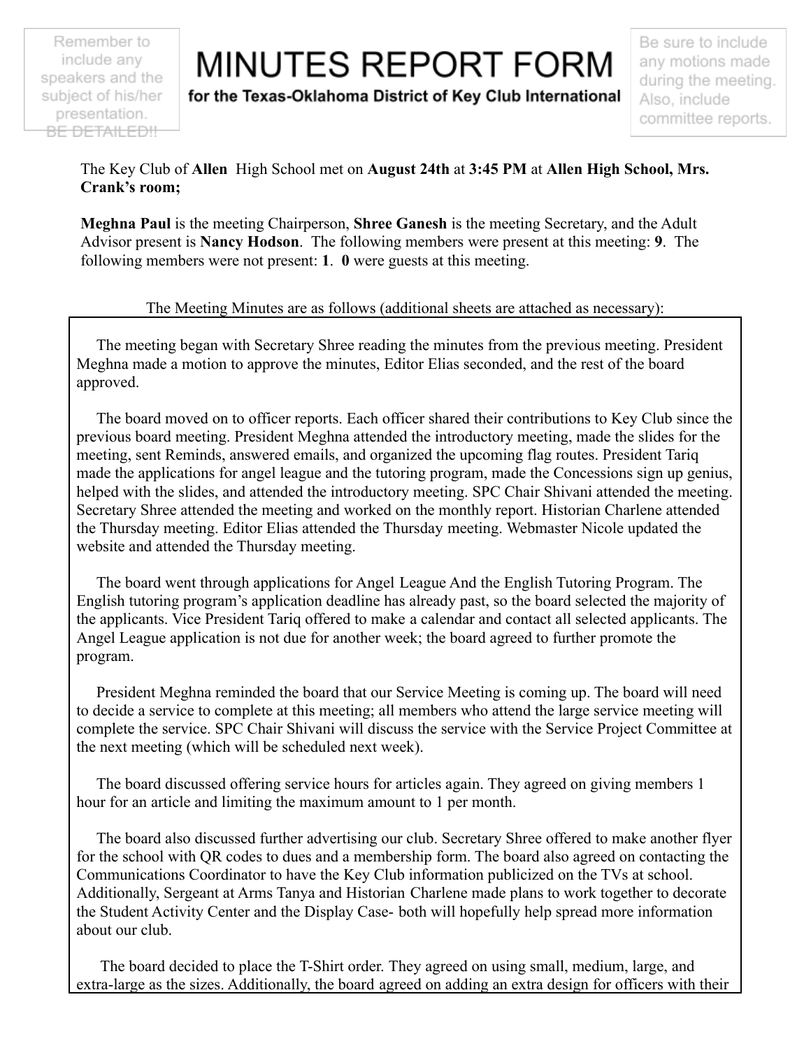Remember to include any speakers and the subject of his/her presentation. BE DETAILED!!

# MINUTES REPORT FORM

**for the Texas-Oklahoma District of Key Club International**

Be sure to include any motions made during the meeting. Also, include committee reports.

The Key Club of **Allen** High School met on **August 24th** at **3:45 PM** at **Allen High School, Mrs. Crank's room;**

**Meghna Paul** is the meeting Chairperson, **Shree Ganesh** is the meeting Secretary, and the Adult Advisor present is **Nancy Hodson**. The following members were present at this meeting: **9**. The following members were not present: **1**. **0** were guests at this meeting.

The Meeting Minutes are as follows (additional sheets are attached as necessary):

The meeting began with Secretary Shree reading the minutes from the previous meeting. President Meghna made a motion to approve the minutes, Editor Elias seconded, and the rest of the board approved.

The board moved on to officer reports. Each officer shared their contributions to Key Club since the previous board meeting. President Meghna attended the introductory meeting, made the slides for the meeting, sent Reminds, answered emails, and organized the upcoming flag routes. President Tariq made the applications for angel league and the tutoring program, made the Concessions sign up genius, helped with the slides, and attended the introductory meeting. SPC Chair Shivani attended the meeting. Secretary Shree attended the meeting and worked on the monthly report. Historian Charlene attended the Thursday meeting. Editor Elias attended the Thursday meeting. Webmaster Nicole updated the website and attended the Thursday meeting.

The board went through applications for Angel League And the English Tutoring Program. The English tutoring program's application deadline has already past, so the board selected the majority of the applicants. Vice President Tariq offered to make a calendar and contact all selected applicants. The Angel League application is not due for another week; the board agreed to further promote the program.

President Meghna reminded the board that our Service Meeting is coming up. The board will need to decide a service to complete at this meeting; all members who attend the large service meeting will complete the service. SPC Chair Shivani will discuss the service with the Service Project Committee at the next meeting (which will be scheduled next week).

The board discussed offering service hours for articles again. They agreed on giving members 1 hour for an article and limiting the maximum amount to 1 per month.

The board also discussed further advertising our club. Secretary Shree offered to make another flyer for the school with QR codes to dues and a membership form. The board also agreed on contacting the Communications Coordinator to have the Key Club information publicized on the TVs at school. Additionally, Sergeant at Arms Tanya and Historian Charlene made plans to work together to decorate the Student Activity Center and the Display Case- both will hopefully help spread more information about our club.

The board decided to place the T-Shirt order. They agreed on using small, medium, large, and extra-large as the sizes. Additionally, the board agreed on adding an extra design for officers with their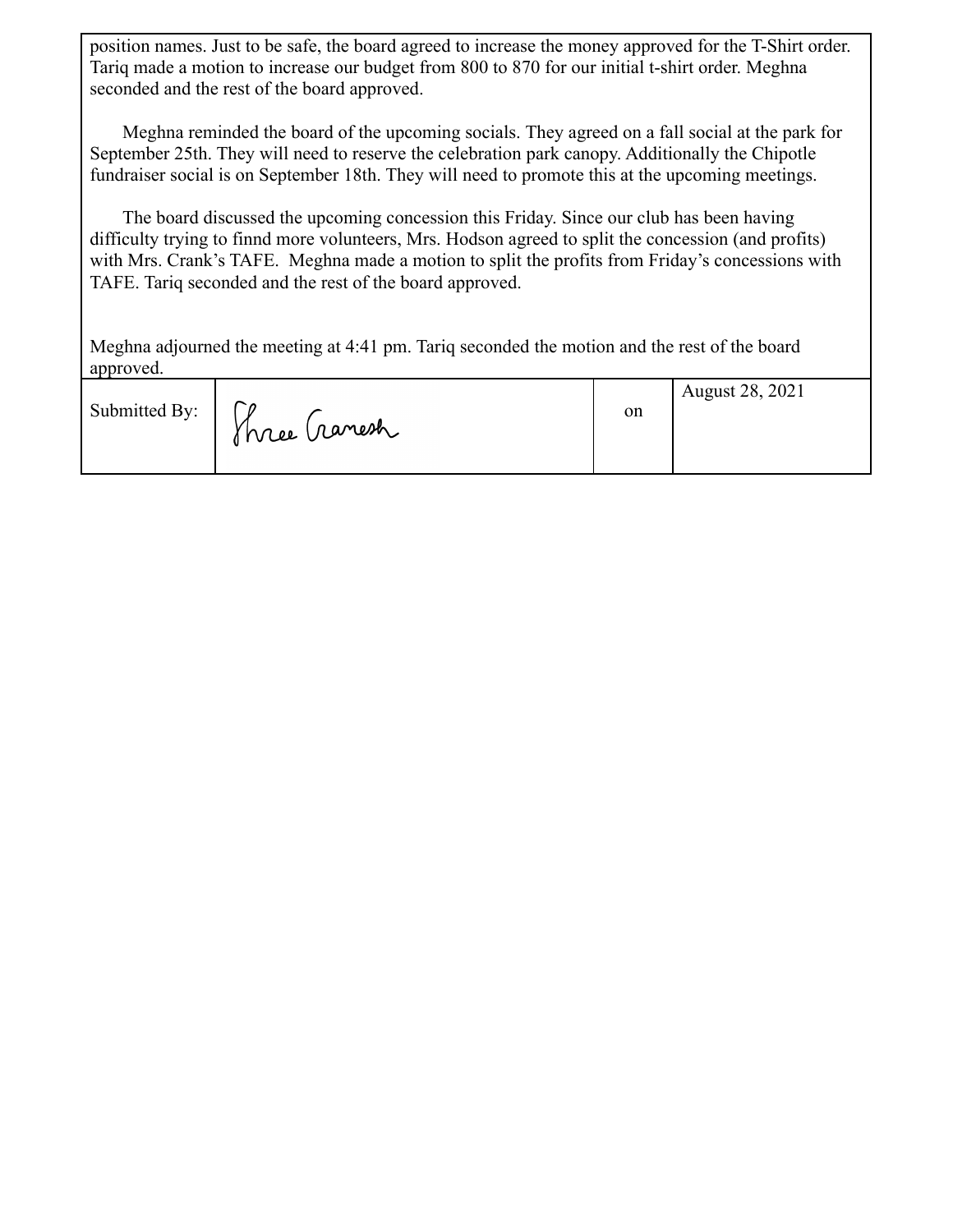position names. Just to be safe, the board agreed to increase the money approved for the T-Shirt order. Tariq made a motion to increase our budget from 800 to 870 for our initial t-shirt order. Meghna seconded and the rest of the board approved.

Meghna reminded the board of the upcoming socials. They agreed on a fall social at the park for September 25th. They will need to reserve the celebration park canopy. Additionally the Chipotle fundraiser social is on September 18th. They will need to promote this at the upcoming meetings.

The board discussed the upcoming concession this Friday. Since our club has been having difficulty trying to finnd more volunteers, Mrs. Hodson agreed to split the concession (and profits) with Mrs. Crank's TAFE. Meghna made a motion to split the profits from Friday's concessions with TAFE. Tariq seconded and the rest of the board approved.

Meghna adjourned the meeting at 4:41 pm. Tariq seconded the motion and the rest of the board approved.

| | | | |
|---|---|---|---|
| Submitted By: | Shree Ganesh | on | August 28, 2021 |